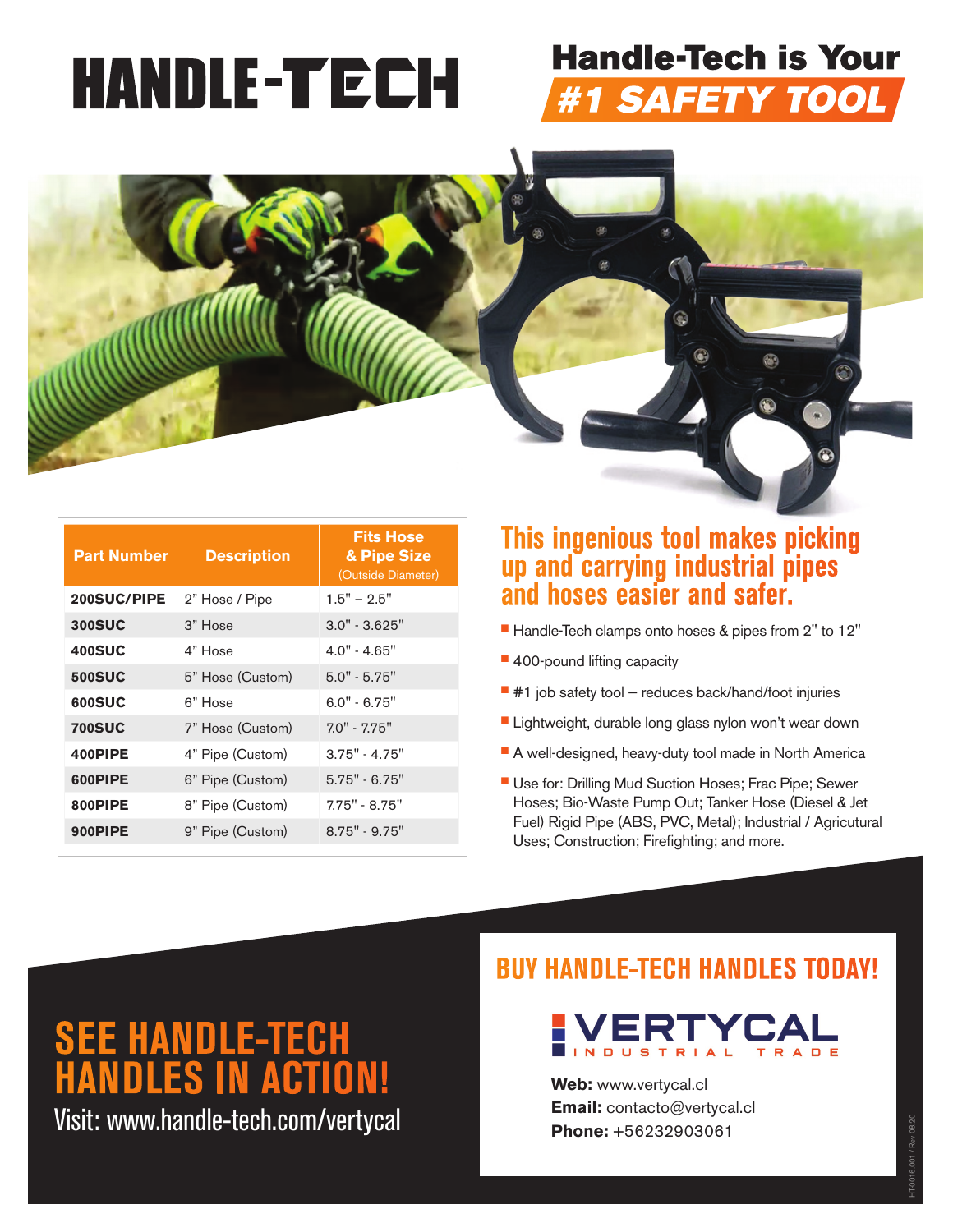# HANDLE-TECH

## Handle-Tech is Your #1 SAFETY TOOL

| Part Number | Description | Fits Hose & Pipe Size (Outside Diameter) |
|---|---|---|
| 200SUC/PIPE | 2" Hose / Pipe | 1.5" – 2.5" |
| 300SUC | 3" Hose | 3.0" - 3.625" |
| 400SUC | 4" Hose | 4.0" - 4.65" |
| 500SUC | 5" Hose (Custom) | 5.0" - 5.75" |
| 600SUC | 6" Hose | 6.0" - 6.75" |
| 700SUC | 7" Hose (Custom) | 7.0" - 7.75" |
| 400PIPE | 4" Pipe (Custom) | 3.75" - 4.75" |
| 600PIPE | 6" Pipe (Custom) | 5.75" - 6.75" |
| 800PIPE | 8" Pipe (Custom) | 7.75" - 8.75" |
| 900PIPE | 9" Pipe (Custom) | 8.75" - 9.75" |

## This ingenious tool makes picking up and carrying industrial pipes and hoses easier and safer.

- Handle-Tech clamps onto hoses & pipes from 2" to 12"
- 400-pound lifting capacity
- #1 job safety tool – reduces back/hand/foot injuries
- Lightweight, durable long glass nylon won't wear down
- A well-designed, heavy-duty tool made in North America
- Use for: Drilling Mud Suction Hoses; Frac Pipe; Sewer Hoses; Bio-Waste Pump Out; Tanker Hose (Diesel & Jet Fuel) Rigid Pipe (ABS, PVC, Metal); Industrial / Agricutural Uses; Construction; Firefighting; and more.

## SEE HANDLE-TECH HANDLES IN ACTION!

Visit: www.handle-tech.com/vertycal

## BUY HANDLE-TECH HANDLES TODAY!

VERTYCAL INDUSTRIAL TRADE

**Web:** www.vertycal.cl
**Email:** contacto@vertycal.cl
**Phone:** +56232903061

HT0016.001 / Rev 08.20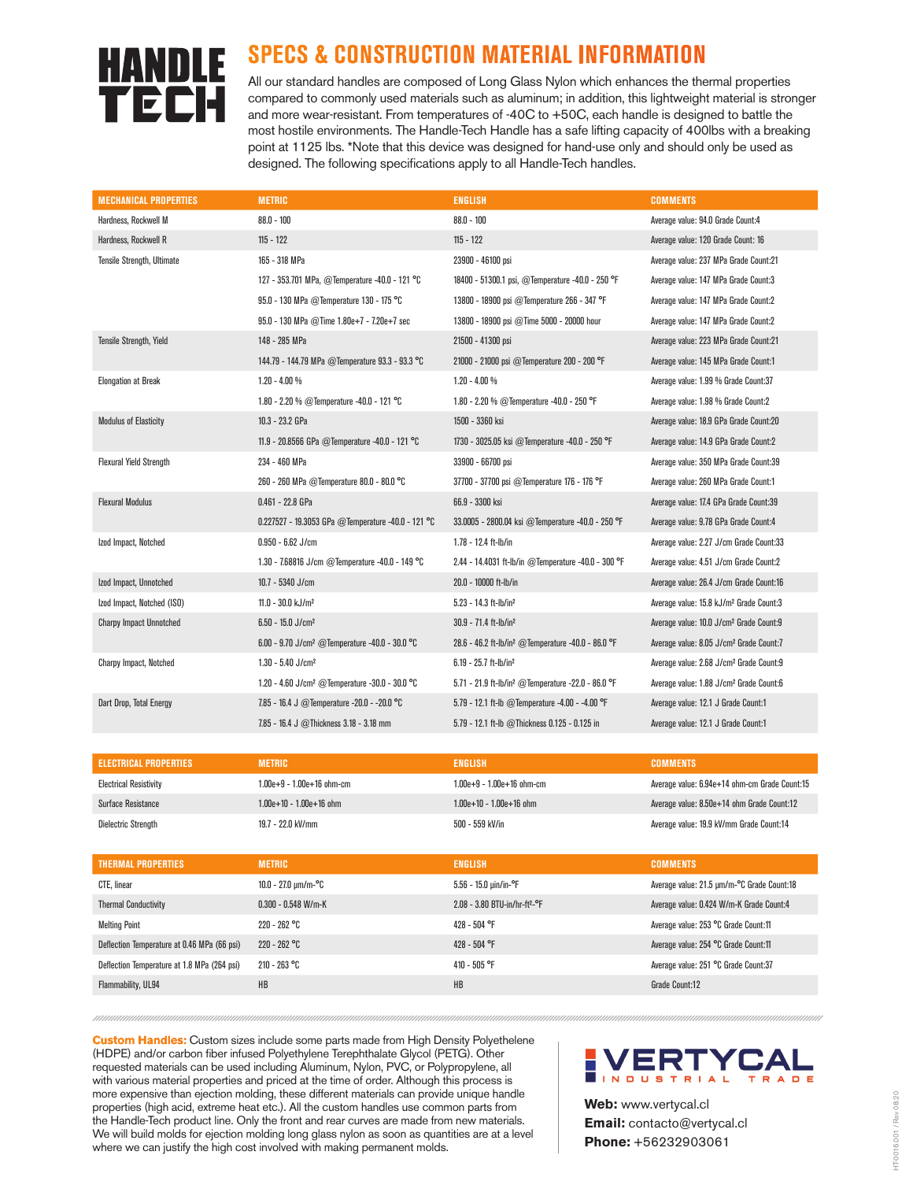# HANDLE TECH

## SPECS & CONSTRUCTION MATERIAL INFORMATION

All our standard handles are composed of Long Glass Nylon which enhances the thermal properties compared to commonly used materials such as aluminum; in addition, this lightweight material is stronger and more wear-resistant. From temperatures of -40C to +50C, each handle is designed to battle the most hostile environments. The Handle-Tech Handle has a safe lifting capacity of 400lbs with a breaking point at 1125 lbs. *Note that this device was designed for hand-use only and should only be used as designed. The following specifications apply to all Handle-Tech handles.

| MECHANICAL PROPERTIES | METRIC | ENGLISH | COMMENTS |
|---|---|---|---|
| Hardness, Rockwell M | 88.0 - 100 | 88.0 - 100 | Average value: 94.0 Grade Count:4 |
| Hardness, Rockwell R | 115 - 122 | 115 - 122 | Average value: 120 Grade Count: 16 |
| Tensile Strength, Ultimate | 165 - 318 MPa | 23900 - 46100 psi | Average value: 237 MPa Grade Count:21 |
| | 127 - 353.701 MPa, @Temperature -40.0 - 121 °C | 18400 - 51300.1 psi, @Temperature -40.0 - 250 °F | Average value: 147 MPa Grade Count:3 |
| | 95.0 - 130 MPa @Temperature 130 - 175 °C | 13800 - 18900 psi @Temperature 266 - 347 °F | Average value: 147 MPa Grade Count:2 |
| | 95.0 - 130 MPa @Time 1.80e+7 - 7.20e+7 sec | 13800 - 18900 psi @Time 5000 - 20000 hour | Average value: 147 MPa Grade Count:2 |
| Tensile Strength, Yield | 148 - 285 MPa | 21500 - 41300 psi | Average value: 223 MPa Grade Count:21 |
| | 144.79 - 144.79 MPa @Temperature 93.3 - 93.3 °C | 21000 - 21000 psi @Temperature 200 - 200 °F | Average value: 145 MPa Grade Count:1 |
| Elongation at Break | 1.20 - 4.00 % | 1.20 - 4.00 % | Average value: 1.99 % Grade Count:37 |
| | 1.80 - 2.20 % @Temperature -40.0 - 121 °C | 1.80 - 2.20 % @Temperature -40.0 - 250 °F | Average value: 1.98 % Grade Count:2 |
| Modulus of Elasticity | 10.3 - 23.2 GPa | 1500 - 3360 ksi | Average value: 18.9 GPa Grade Count:20 |
| | 11.9 - 20.8566 GPa @Temperature -40.0 - 121 °C | 1730 - 3025.03 ksi @Temperature -40.0 - 250 °F | Average value: 14.9 GPa Grade Count:2 |
| Flexural Yield Strength | 234 - 460 MPa | 33900 - 66700 psi | Average value: 350 MPa Grade Count:39 |
| | 260 - 260 MPa @Temperature 80.0 - 80.0 °C | 37700 - 37700 psi @Temperature 176 - 176 °F | Average value: 260 MPa Grade Count:1 |
| Flexural Modulus | 0.461 - 22.8 GPa | 66.9 - 3300 ksi | Average value: 17.4 GPa Grade Count:39 |
| | 0.227527 - 19.3053 GPa @Temperature -40.0 - 121 °C | 33.0005 - 2800.04 ksi @Temperature -40.0 - 250 °F | Average value: 9.78 GPa Grade Count:4 |
| Izod Impact, Notched | 0.950 - 6.62 J/cm | 1.78 - 12.4 ft-lb/in | Average value: 2.27 J/cm Grade Count:33 |
| | 1.30 - 7.68816 J/cm @Temperature -40.0 - 149 °C | 2.44 - 14.4031 ft-lb/in @Temperature -40.0 - 300 °F | Average value: 4.51 J/cm Grade Count:2 |
| Izod Impact, Unnotched | 10.7 - 5340 J/cm | 20.0 - 10000 ft-lb/in | Average value: 26.4 J/cm Grade Count:16 |
| Izod Impact, Notched (ISO) | 11.0 - 30.0 kJ/m² | 5.23 - 14.3 ft-lb/in² | Average value: 15.8 kJ/m² Grade Count:3 |
| Charpy Impact Unnotched | 6.50 - 15.0 J/cm² | 30.9 - 71.4 ft-lb/in² | Average value: 10.0 J/cm² Grade Count:9 |
| | 6.00 - 9.70 J/cm² @Temperature -40.0 - 30.0 °C | 28.6 - 46.2 ft-lb/in² @Temperature -40.0 - 86.0 °F | Average value: 8.05 J/cm² Grade Count:7 |
| Charpy Impact, Notched | 1.30 - 5.40 J/cm² | 6.19 - 25.7 ft-lb/in² | Average value: 2.68 J/cm² Grade Count:9 |
| | 1.20 - 4.60 J/cm² @Temperature -30.0 - 30.0 °C | 5.71 - 21.9 ft-lb/in² @Temperature -22.0 - 86.0 °F | Average value: 1.88 J/cm² Grade Count:6 |
| Dart Drop, Total Energy | 7.85 - 16.4 J @Temperature -20.0 - -20.0 °C | 5.79 - 12.1 ft-lb @Temperature -4.00 - -4.00 °F | Average value: 12.1 J Grade Count:1 |
| | 7.85 - 16.4 J @Thickness 3.18 - 3.18 mm | 5.79 - 12.1 ft-lb @Thickness 0.125 - 0.125 in | Average value: 12.1 J Grade Count:1 |

| ELECTRICAL PROPERTIES | METRIC | ENGLISH | COMMENTS |
|---|---|---|---|
| Electrical Resistivity | 1.00e+9 - 1.00e+16 ohm-cm | 1.00e+9 - 1.00e+16 ohm-cm | Average value: 6.94e+14 ohm-cm Grade Count:15 |
| Surface Resistance | 1.00e+10 - 1.00e+16 ohm | 1.00e+10 - 1.00e+16 ohm | Average value: 8.50e+14 ohm Grade Count:12 |
| Dielectric Strength | 19.7 - 22.0 kV/mm | 500 - 559 kV/in | Average value: 19.9 kV/mm Grade Count:14 |

| THERMAL PROPERTIES | METRIC | ENGLISH | COMMENTS |
|---|---|---|---|
| CTE, linear | 10.0 - 27.0 µm/m-°C | 5.56 - 15.0 µin/in-°F | Average value: 21.5 µm/m-°C Grade Count:18 |
| Thermal Conductivity | 0.300 - 0.548 W/m-K | 2.08 - 3.80 BTU-in/hr-ft²-°F | Average value: 0.424 W/m-K Grade Count:4 |
| Melting Point | 220 - 262 °C | 428 - 504 °F | Average value: 253 °C Grade Count:11 |
| Deflection Temperature at 0.46 MPa (66 psi) | 220 - 262 °C | 428 - 504 °F | Average value: 254 °C Grade Count:11 |
| Deflection Temperature at 1.8 MPa (264 psi) | 210 - 263 °C | 410 - 505 °F | Average value: 251 °C Grade Count:37 |
| Flammability, UL94 | HB | HB | Grade Count:12 |

**Custom Handles:** Custom sizes include some parts made from High Density Polyethelene (HDPE) and/or carbon fiber infused Polyethylene Terephthalate Glycol (PETG). Other requested materials can be used including Aluminum, Nylon, PVC, or Polypropylene, all with various material properties and priced at the time of order. Although this process is more expensive than ejection molding, these different materials can provide unique handle properties (high acid, extreme heat etc.). All the custom handles use common parts from the Handle-Tech product line. Only the front and rear curves are made from new materials. We will build molds for ejection molding long glass nylon as soon as quantities are at a level where we can justify the high cost involved with making permanent molds.

VERTYCAL INDUSTRIAL TRADE

**Web:** www.vertycal.cl
**Email:** contacto@vertycal.cl
**Phone:** +56232903061

HT0016.001 / Rev 08.20